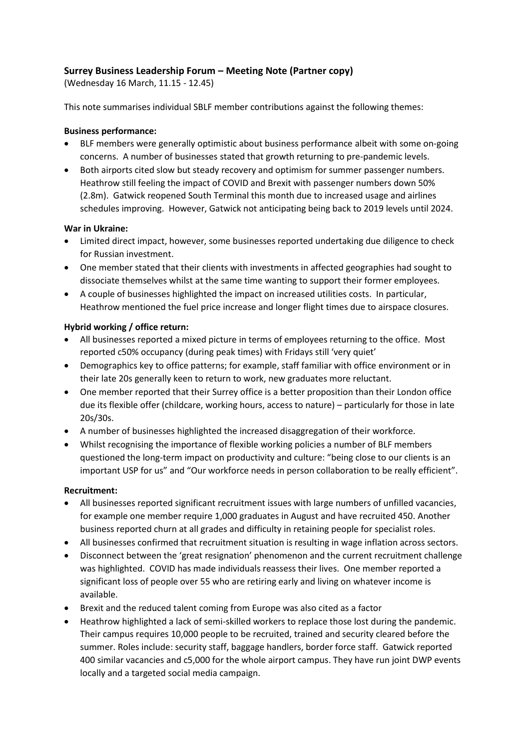**Surrey Business Leadership Forum – Meeting Note (Partner copy)**

(Wednesday 16 March, 11.15 - 12.45)

This note summarises individual SBLF member contributions against the following themes:

**Business performance:**

- BLF members were generally optimistic about business performance albeit with some on-going concerns. A number of businesses stated that growth returning to pre-pandemic levels.
- Both airports cited slow but steady recovery and optimism for summer passenger numbers. Heathrow still feeling the impact of COVID and Brexit with passenger numbers down 50% (2.8m). Gatwick reopened South Terminal this month due to increased usage and airlines schedules improving. However, Gatwick not anticipating being back to 2019 levels until 2024.

**War in Ukraine:**

- Limited direct impact, however, some businesses reported undertaking due diligence to check for Russian investment.
- One member stated that their clients with investments in affected geographies had sought to dissociate themselves whilst at the same time wanting to support their former employees.
- A couple of businesses highlighted the impact on increased utilities costs. In particular, Heathrow mentioned the fuel price increase and longer flight times due to airspace closures.

**Hybrid working / office return:**

- All businesses reported a mixed picture in terms of employees returning to the office. Most reported c50% occupancy (during peak times) with Fridays still 'very quiet'
- Demographics key to office patterns; for example, staff familiar with office environment or in their late 20s generally keen to return to work, new graduates more reluctant.
- One member reported that their Surrey office is a better proposition than their London office due its flexible offer (childcare, working hours, access to nature) – particularly for those in late 20s/30s.
- A number of businesses highlighted the increased disaggregation of their workforce.
- Whilst recognising the importance of flexible working policies a number of BLF members questioned the long-term impact on productivity and culture: "being close to our clients is an important USP for us" and "Our workforce needs in person collaboration to be really efficient".

**Recruitment:**

- All businesses reported significant recruitment issues with large numbers of unfilled vacancies, for example one member require 1,000 graduates in August and have recruited 450. Another business reported churn at all grades and difficulty in retaining people for specialist roles.
- All businesses confirmed that recruitment situation is resulting in wage inflation across sectors.
- Disconnect between the 'great resignation' phenomenon and the current recruitment challenge was highlighted. COVID has made individuals reassess their lives. One member reported a significant loss of people over 55 who are retiring early and living on whatever income is available.
- Brexit and the reduced talent coming from Europe was also cited as a factor
- Heathrow highlighted a lack of semi-skilled workers to replace those lost during the pandemic. Their campus requires 10,000 people to be recruited, trained and security cleared before the summer. Roles include: security staff, baggage handlers, border force staff. Gatwick reported 400 similar vacancies and c5,000 for the whole airport campus. They have run joint DWP events locally and a targeted social media campaign.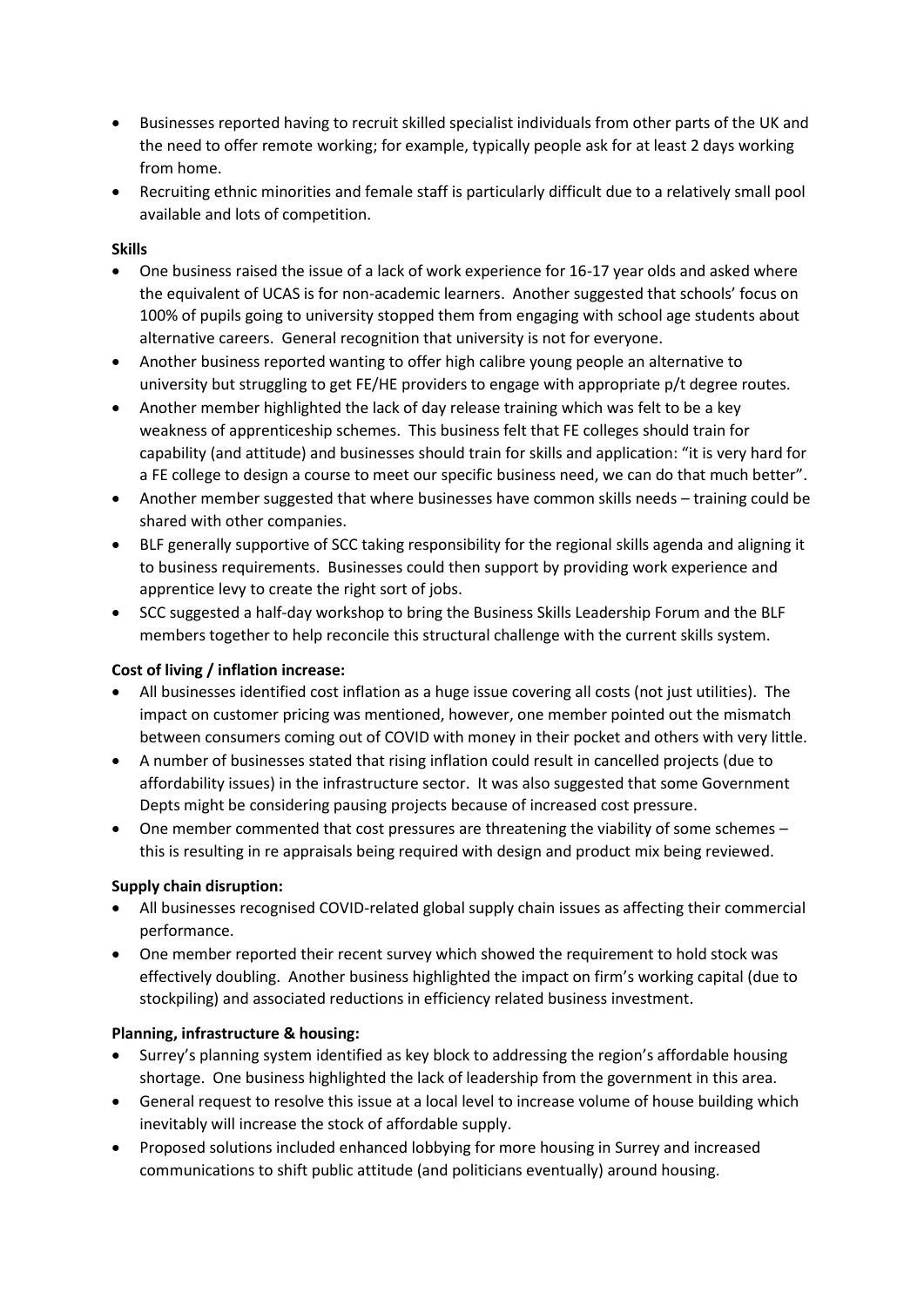- Businesses reported having to recruit skilled specialist individuals from other parts of the UK and the need to offer remote working; for example, typically people ask for at least 2 days working from home.
- Recruiting ethnic minorities and female staff is particularly difficult due to a relatively small pool available and lots of competition.

**Skills**

- One business raised the issue of a lack of work experience for 16-17 year olds and asked where the equivalent of UCAS is for non-academic learners. Another suggested that schools' focus on 100% of pupils going to university stopped them from engaging with school age students about alternative careers. General recognition that university is not for everyone.
- Another business reported wanting to offer high calibre young people an alternative to university but struggling to get FE/HE providers to engage with appropriate p/t degree routes.
- Another member highlighted the lack of day release training which was felt to be a key weakness of apprenticeship schemes. This business felt that FE colleges should train for capability (and attitude) and businesses should train for skills and application: "it is very hard for a FE college to design a course to meet our specific business need, we can do that much better".
- Another member suggested that where businesses have common skills needs – training could be shared with other companies.
- BLF generally supportive of SCC taking responsibility for the regional skills agenda and aligning it to business requirements. Businesses could then support by providing work experience and apprentice levy to create the right sort of jobs.
- SCC suggested a half-day workshop to bring the Business Skills Leadership Forum and the BLF members together to help reconcile this structural challenge with the current skills system.

**Cost of living / inflation increase:**

- All businesses identified cost inflation as a huge issue covering all costs (not just utilities). The impact on customer pricing was mentioned, however, one member pointed out the mismatch between consumers coming out of COVID with money in their pocket and others with very little.
- A number of businesses stated that rising inflation could result in cancelled projects (due to affordability issues) in the infrastructure sector. It was also suggested that some Government Depts might be considering pausing projects because of increased cost pressure.
- One member commented that cost pressures are threatening the viability of some schemes – this is resulting in re appraisals being required with design and product mix being reviewed.

**Supply chain disruption:**

- All businesses recognised COVID-related global supply chain issues as affecting their commercial performance.
- One member reported their recent survey which showed the requirement to hold stock was effectively doubling. Another business highlighted the impact on firm's working capital (due to stockpiling) and associated reductions in efficiency related business investment.

**Planning, infrastructure & housing:**

- Surrey's planning system identified as key block to addressing the region's affordable housing shortage. One business highlighted the lack of leadership from the government in this area.
- General request to resolve this issue at a local level to increase volume of house building which inevitably will increase the stock of affordable supply.
- Proposed solutions included enhanced lobbying for more housing in Surrey and increased communications to shift public attitude (and politicians eventually) around housing.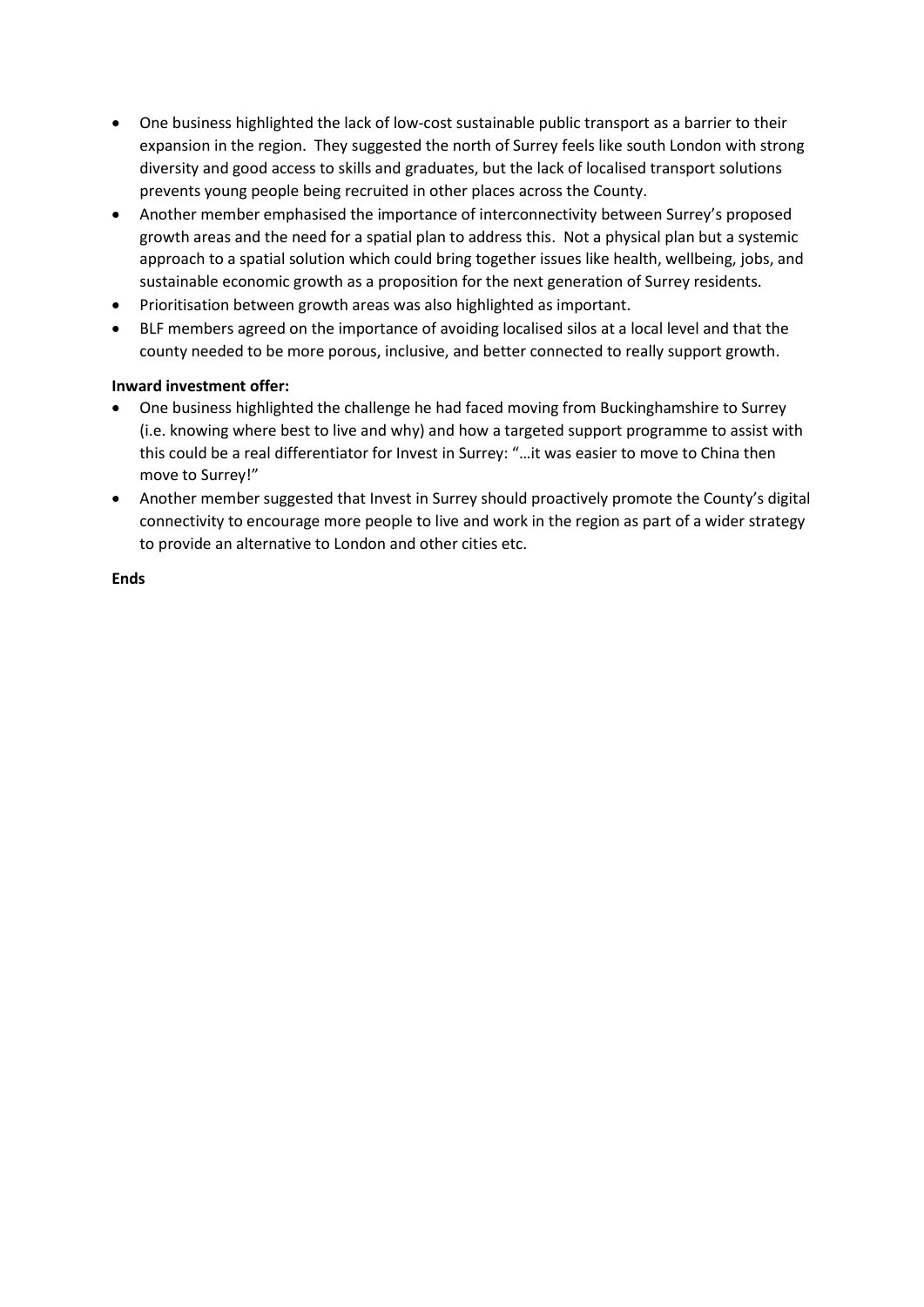- One business highlighted the lack of low-cost sustainable public transport as a barrier to their expansion in the region. They suggested the north of Surrey feels like south London with strong diversity and good access to skills and graduates, but the lack of localised transport solutions prevents young people being recruited in other places across the County.
- Another member emphasised the importance of interconnectivity between Surrey's proposed growth areas and the need for a spatial plan to address this. Not a physical plan but a systemic approach to a spatial solution which could bring together issues like health, wellbeing, jobs, and sustainable economic growth as a proposition for the next generation of Surrey residents.
- Prioritisation between growth areas was also highlighted as important.
- BLF members agreed on the importance of avoiding localised silos at a local level and that the county needed to be more porous, inclusive, and better connected to really support growth.

**Inward investment offer:**

- One business highlighted the challenge he had faced moving from Buckinghamshire to Surrey (i.e. knowing where best to live and why) and how a targeted support programme to assist with this could be a real differentiator for Invest in Surrey: "…it was easier to move to China then move to Surrey!"
- Another member suggested that Invest in Surrey should proactively promote the County's digital connectivity to encourage more people to live and work in the region as part of a wider strategy to provide an alternative to London and other cities etc.

**Ends**